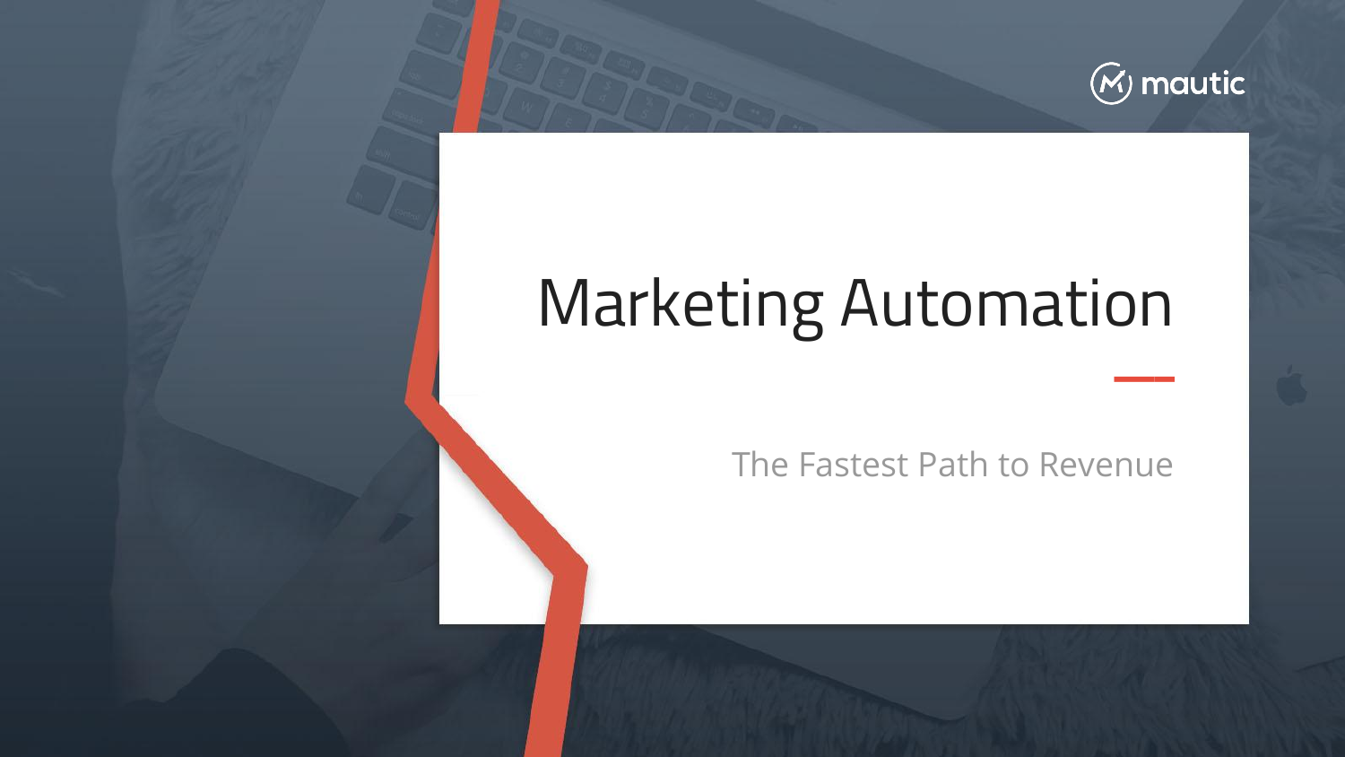mautic

# Marketing Automation

The Fastest Path to Revenue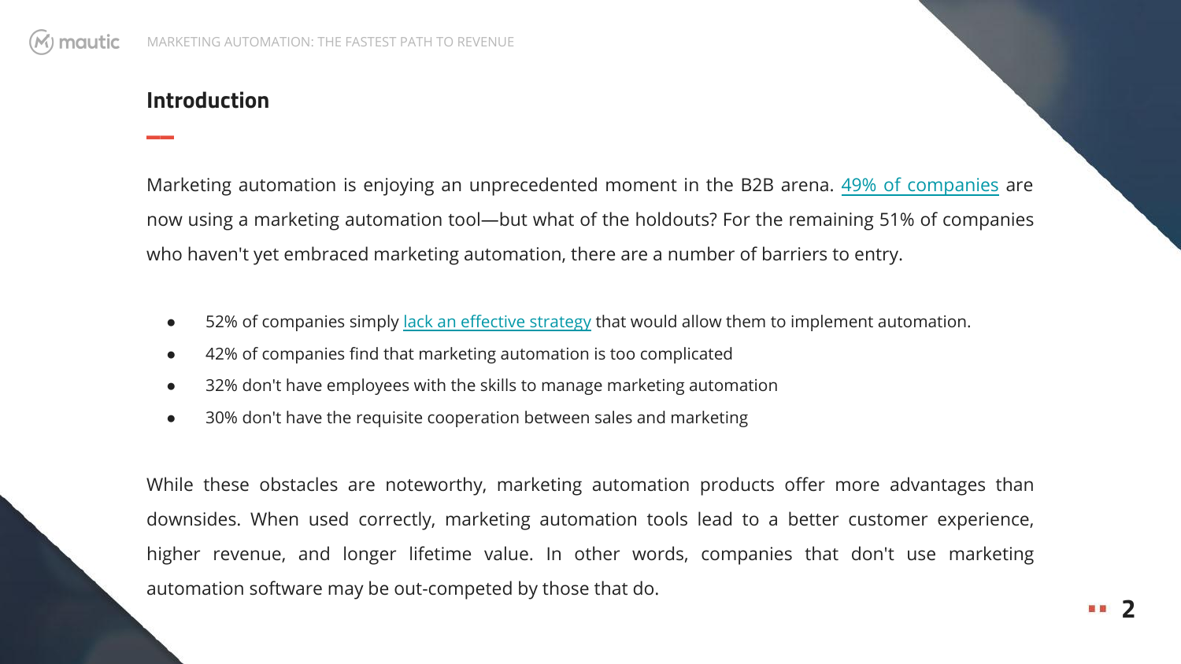## Introduction

Marketing automation is enjoying an unprecedented moment in the B2B arena. 49% of companies are now using a marketing automation tool—but what of the holdouts? For the remaining 51% of companies who haven't yet embraced marketing automation, there are a number of barriers to entry.

- 52% of companies simply lack an effective strategy that would allow them to implement automation.
- 42% of companies find that marketing automation is too complicated
- 32% don't have employees with the skills to manage marketing automation
- 30% don't have the requisite cooperation between sales and marketing

While these obstacles are noteworthy, marketing automation products offer more advantages than downsides. When used correctly, marketing automation tools lead to a better customer experience, higher revenue, and longer lifetime value. In other words, companies that don't use marketing automation software may be out-competed by those that do.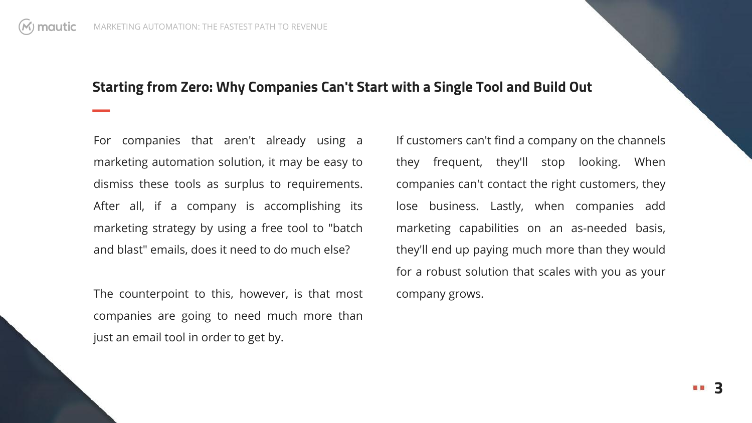## Starting from Zero: Why Companies Can't Start with a Single Tool and Build Out

For companies that aren't already using a marketing automation solution, it may be easy to dismiss these tools as surplus to requirements. After all, if a company is accomplishing its marketing strategy by using a free tool to "batch and blast" emails, does it need to do much else?

The counterpoint to this, however, is that most companies are going to need much more than just an email tool in order to get by.

If customers can't find a company on the channels they frequent, they'll stop looking. When companies can't contact the right customers, they lose business. Lastly, when companies add marketing capabilities on an as-needed basis, they'll end up paying much more than they would for a robust solution that scales with you as your company grows.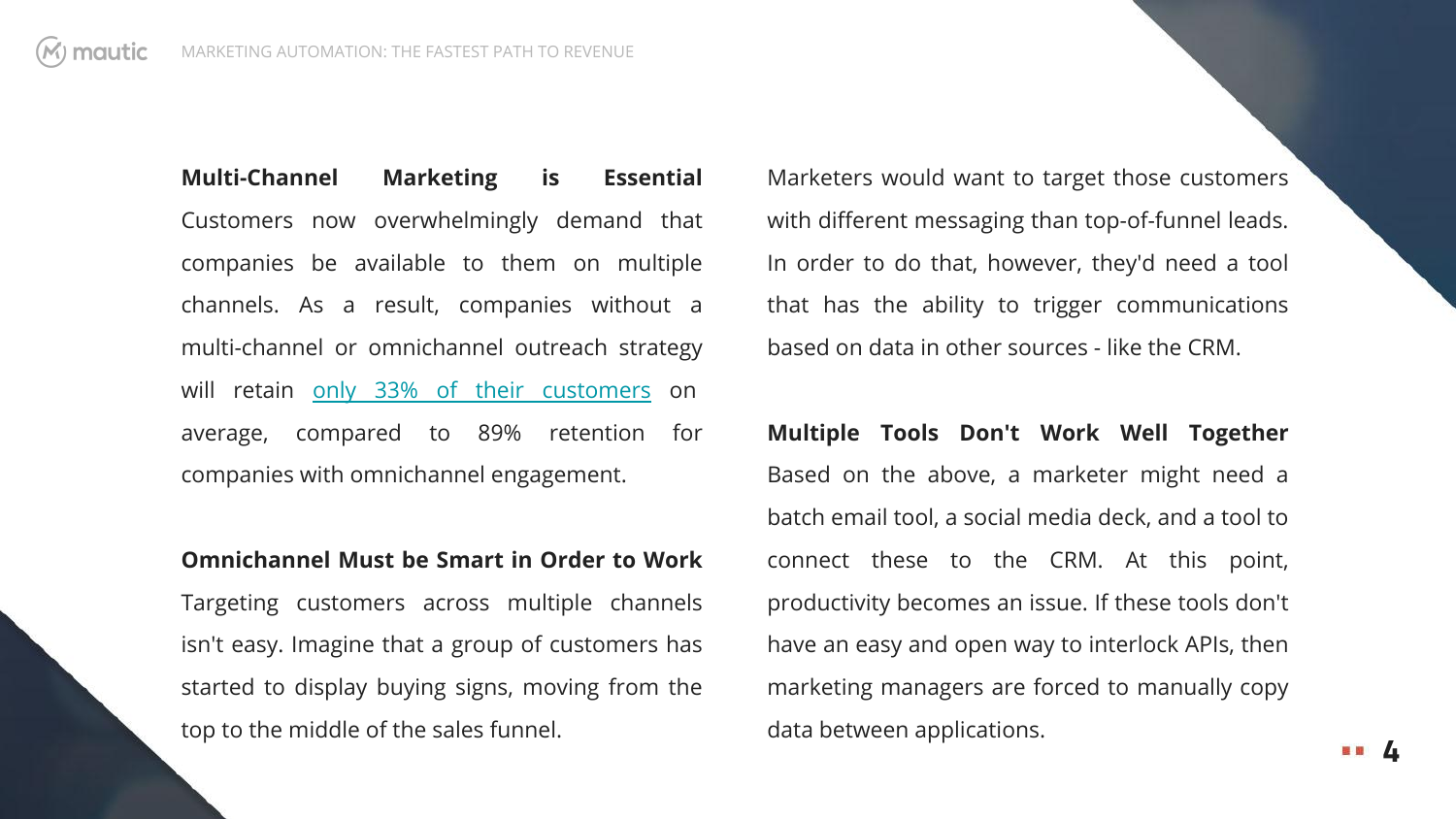**Multi-Channel Marketing is Essential**
Customers now overwhelmingly demand that companies be available to them on multiple channels. As a result, companies without a multi-channel or omnichannel outreach strategy will retain [only 33% of their customers]() on average, compared to 89% retention for companies with omnichannel engagement.

**Omnichannel Must be Smart in Order to Work**
Targeting customers across multiple channels isn't easy. Imagine that a group of customers has started to display buying signs, moving from the top to the middle of the sales funnel.

Marketers would want to target those customers with different messaging than top-of-funnel leads. In order to do that, however, they'd need a tool that has the ability to trigger communications based on data in other sources - like the CRM.

**Multiple Tools Don't Work Well Together**
Based on the above, a marketer might need a batch email tool, a social media deck, and a tool to connect these to the CRM. At this point, productivity becomes an issue. If these tools don't have an easy and open way to interlock APIs, then marketing managers are forced to manually copy data between applications.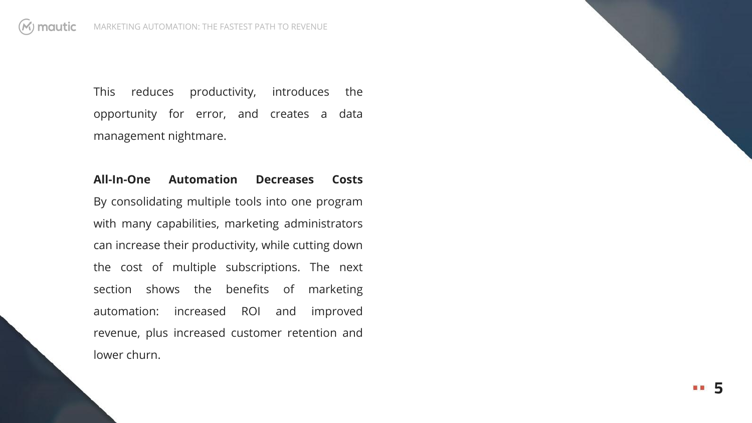This reduces productivity, introduces the opportunity for error, and creates a data management nightmare.

**All-In-One Automation Decreases Costs**
By consolidating multiple tools into one program with many capabilities, marketing administrators can increase their productivity, while cutting down the cost of multiple subscriptions. The next section shows the benefits of marketing automation: increased ROI and improved revenue, plus increased customer retention and lower churn.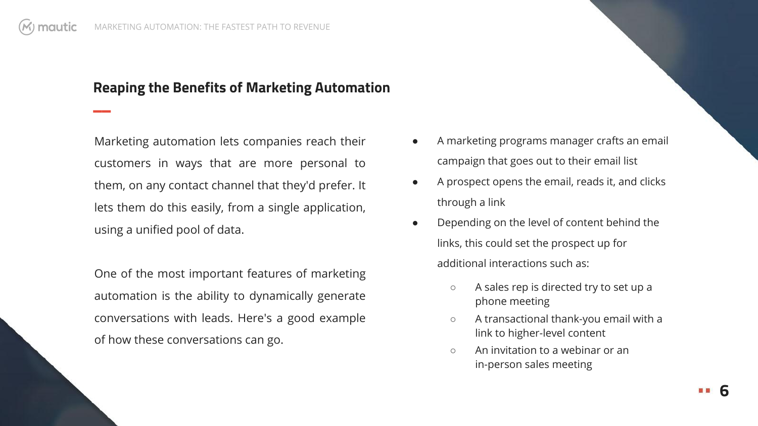## Reaping the Benefits of Marketing Automation

Marketing automation lets companies reach their customers in ways that are more personal to them, on any contact channel that they'd prefer. It lets them do this easily, from a single application, using a unified pool of data.

One of the most important features of marketing automation is the ability to dynamically generate conversations with leads. Here's a good example of how these conversations can go.

- A marketing programs manager crafts an email campaign that goes out to their email list
- A prospect opens the email, reads it, and clicks through a link
- Depending on the level of content behind the links, this could set the prospect up for additional interactions such as:
  - A sales rep is directed try to set up a phone meeting
  - A transactional thank-you email with a link to higher-level content
  - An invitation to a webinar or an in-person sales meeting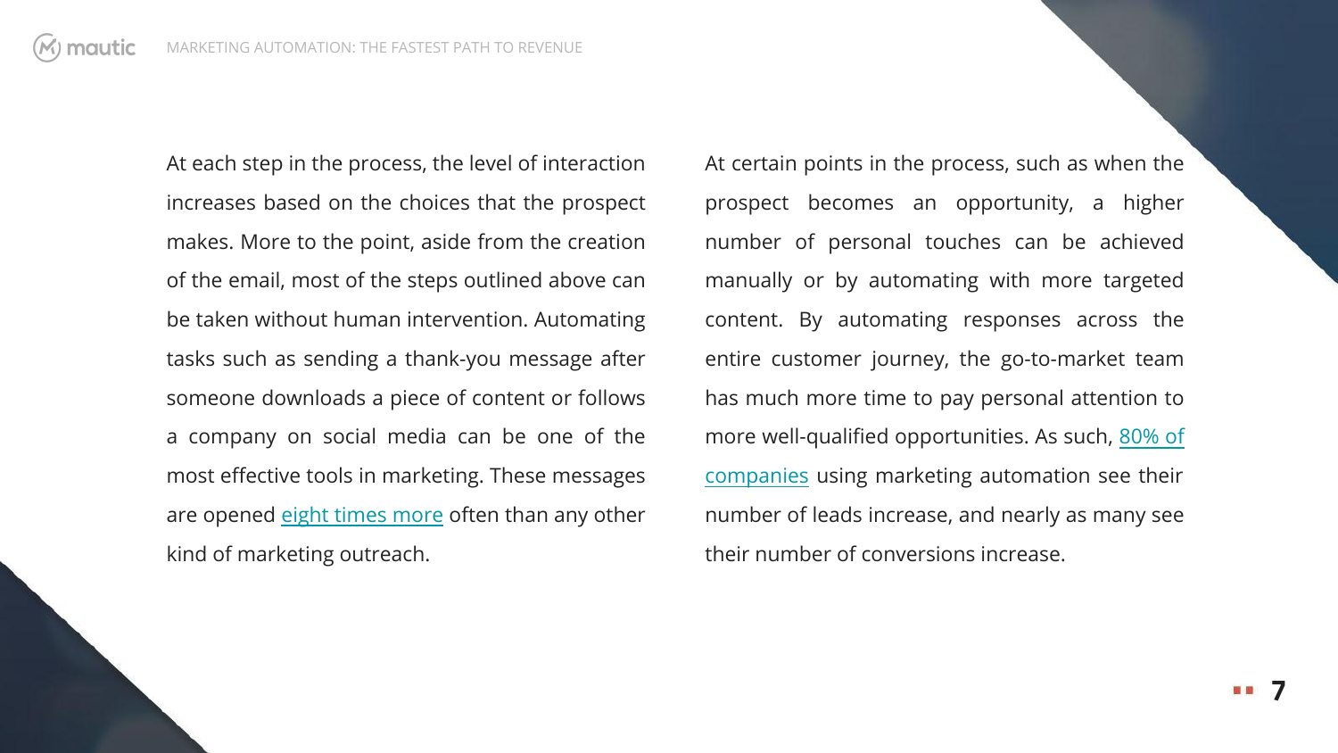At each step in the process, the level of interaction increases based on the choices that the prospect makes. More to the point, aside from the creation of the email, most of the steps outlined above can be taken without human intervention. Automating tasks such as sending a thank-you message after someone downloads a piece of content or follows a company on social media can be one of the most effective tools in marketing. These messages are opened eight times more often than any other kind of marketing outreach.

At certain points in the process, such as when the prospect becomes an opportunity, a higher number of personal touches can be achieved manually or by automating with more targeted content. By automating responses across the entire customer journey, the go-to-market team has much more time to pay personal attention to more well-qualified opportunities. As such, 80% of companies using marketing automation see their number of leads increase, and nearly as many see their number of conversions increase.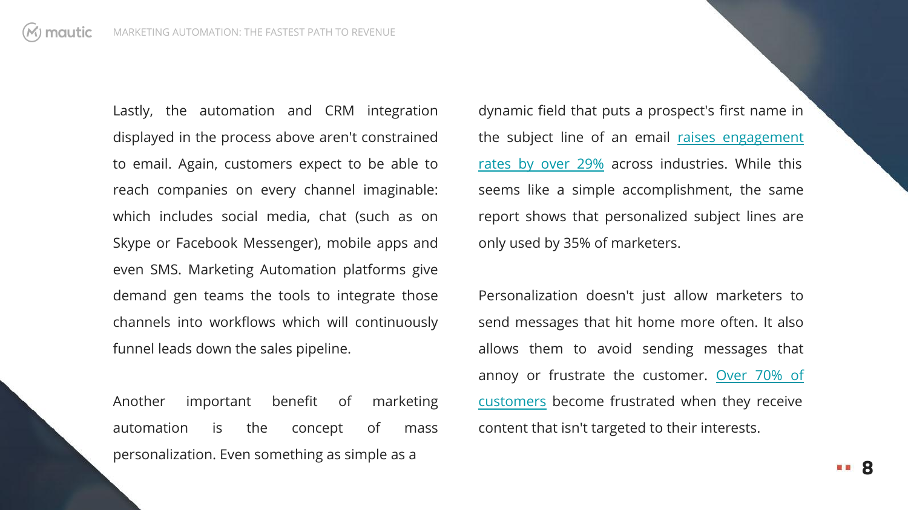Lastly, the automation and CRM integration displayed in the process above aren't constrained to email. Again, customers expect to be able to reach companies on every channel imaginable: which includes social media, chat (such as on Skype or Facebook Messenger), mobile apps and even SMS. Marketing Automation platforms give demand gen teams the tools to integrate those channels into workflows which will continuously funnel leads down the sales pipeline.

Another important benefit of marketing automation is the concept of mass personalization. Even something as simple as a dynamic field that puts a prospect's first name in the subject line of an email raises engagement rates by over 29% across industries. While this seems like a simple accomplishment, the same report shows that personalized subject lines are only used by 35% of marketers.

Personalization doesn't just allow marketers to send messages that hit home more often. It also allows them to avoid sending messages that annoy or frustrate the customer. Over 70% of customers become frustrated when they receive content that isn't targeted to their interests.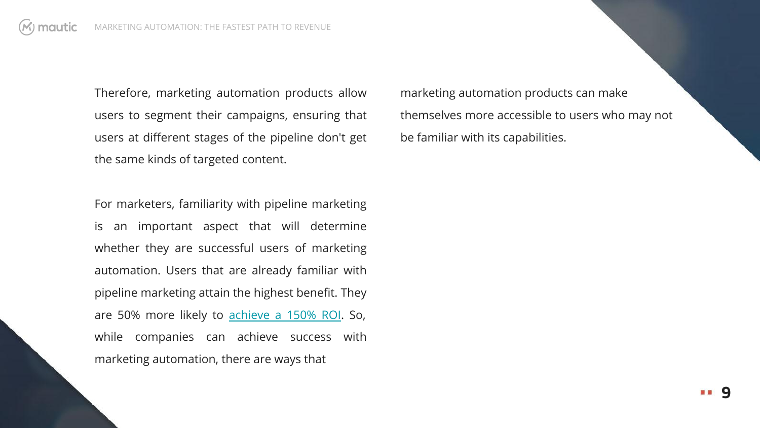Therefore, marketing automation products allow users to segment their campaigns, ensuring that users at different stages of the pipeline don't get the same kinds of targeted content.

For marketers, familiarity with pipeline marketing is an important aspect that will determine whether they are successful users of marketing automation. Users that are already familiar with pipeline marketing attain the highest benefit. They are 50% more likely to achieve a 150% ROI. So, while companies can achieve success with marketing automation, there are ways that marketing automation products can make themselves more accessible to users who may not be familiar with its capabilities.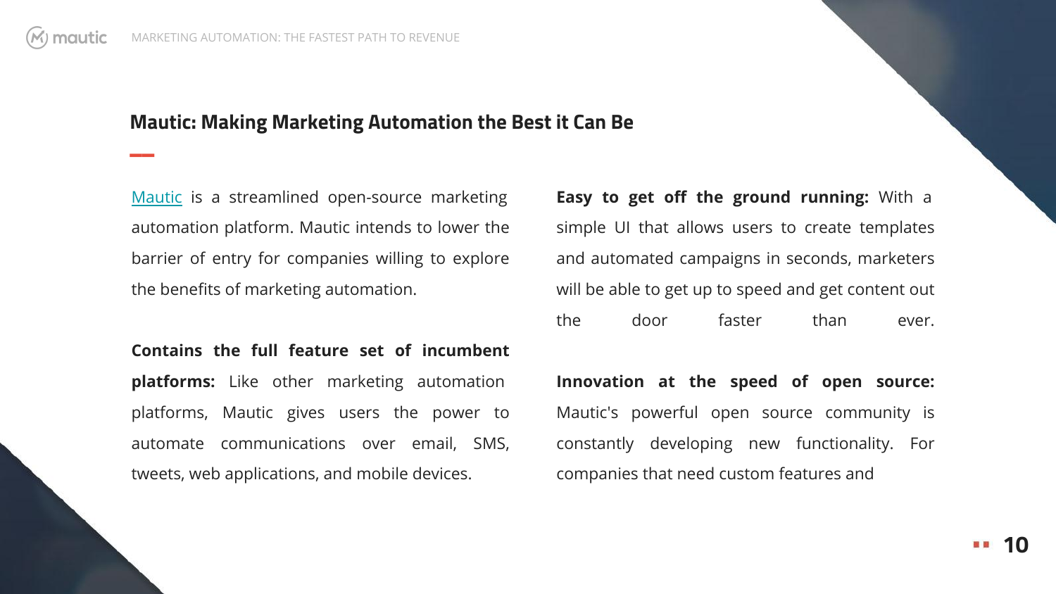## Mautic: Making Marketing Automation the Best it Can Be

[Mautic](#) is a streamlined open-source marketing automation platform. Mautic intends to lower the barrier of entry for companies willing to explore the benefits of marketing automation.

**Contains the full feature set of incumbent platforms:** Like other marketing automation platforms, Mautic gives users the power to automate communications over email, SMS, tweets, web applications, and mobile devices.

**Easy to get off the ground running:** With a simple UI that allows users to create templates and automated campaigns in seconds, marketers will be able to get up to speed and get content out the door faster than ever.

**Innovation at the speed of open source:** Mautic's powerful open source community is constantly developing new functionality. For companies that need custom features and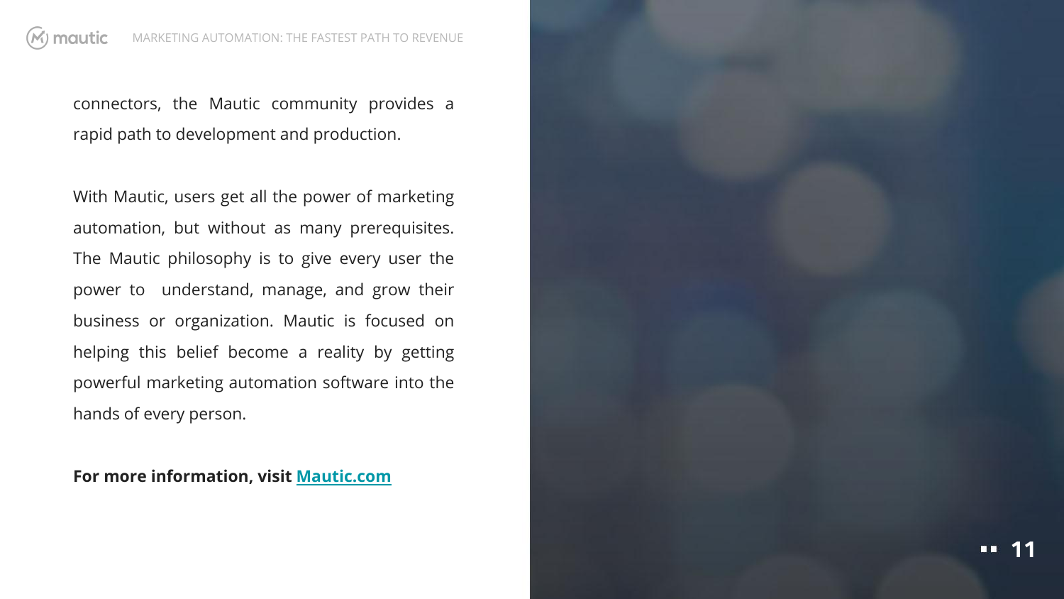connectors, the Mautic community provides a rapid path to development and production.

With Mautic, users get all the power of marketing automation, but without as many prerequisites. The Mautic philosophy is to give every user the power to understand, manage, and grow their business or organization. Mautic is focused on helping this belief become a reality by getting powerful marketing automation software into the hands of every person.

**For more information, visit [Mautic.com](https://www.mautic.com)**